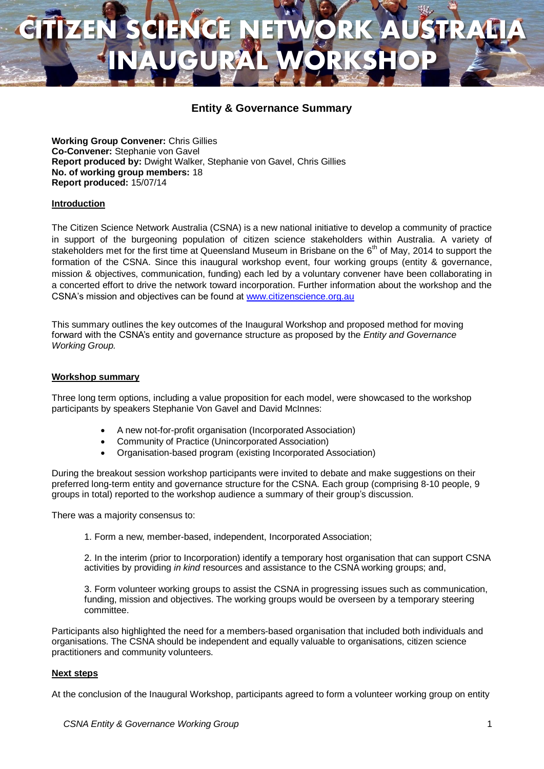# CITIZEN SCIENCE NETWORK AUSTRALIA INAUGURAL WORKSHOP

## Entity & Governance Summary

**Working Group Convener:** Chris Gillies
**Co-Convener:** Stephanie von Gavel
**Report produced by:** Dwight Walker, Stephanie von Gavel, Chris Gillies
**No. of working group members:** 18
**Report produced:** 15/07/14

### Introduction

The Citizen Science Network Australia (CSNA) is a new national initiative to develop a community of practice in support of the burgeoning population of citizen science stakeholders within Australia. A variety of stakeholders met for the first time at Queensland Museum in Brisbane on the 6th of May, 2014 to support the formation of the CSNA. Since this inaugural workshop event, four working groups (entity & governance, mission & objectives, communication, funding) each led by a voluntary convener have been collaborating in a concerted effort to drive the network toward incorporation. Further information about the workshop and the CSNA's mission and objectives can be found at www.citizenscience.org.au

This summary outlines the key outcomes of the Inaugural Workshop and proposed method for moving forward with the CSNA's entity and governance structure as proposed by the *Entity and Governance Working Group.*

### Workshop summary

Three long term options, including a value proposition for each model, were showcased to the workshop participants by speakers Stephanie Von Gavel and David McInnes:

- A new not-for-profit organisation (Incorporated Association)
- Community of Practice (Unincorporated Association)
- Organisation-based program (existing Incorporated Association)

During the breakout session workshop participants were invited to debate and make suggestions on their preferred long-term entity and governance structure for the CSNA. Each group (comprising 8-10 people, 9 groups in total) reported to the workshop audience a summary of their group's discussion.

There was a majority consensus to:

1. Form a new, member-based, independent, Incorporated Association;

2. In the interim (prior to Incorporation) identify a temporary host organisation that can support CSNA activities by providing *in kind* resources and assistance to the CSNA working groups; and,

3. Form volunteer working groups to assist the CSNA in progressing issues such as communication, funding, mission and objectives. The working groups would be overseen by a temporary steering committee.

Participants also highlighted the need for a members-based organisation that included both individuals and organisations. The CSNA should be independent and equally valuable to organisations, citizen science practitioners and community volunteers.

### Next steps

At the conclusion of the Inaugural Workshop, participants agreed to form a volunteer working group on entity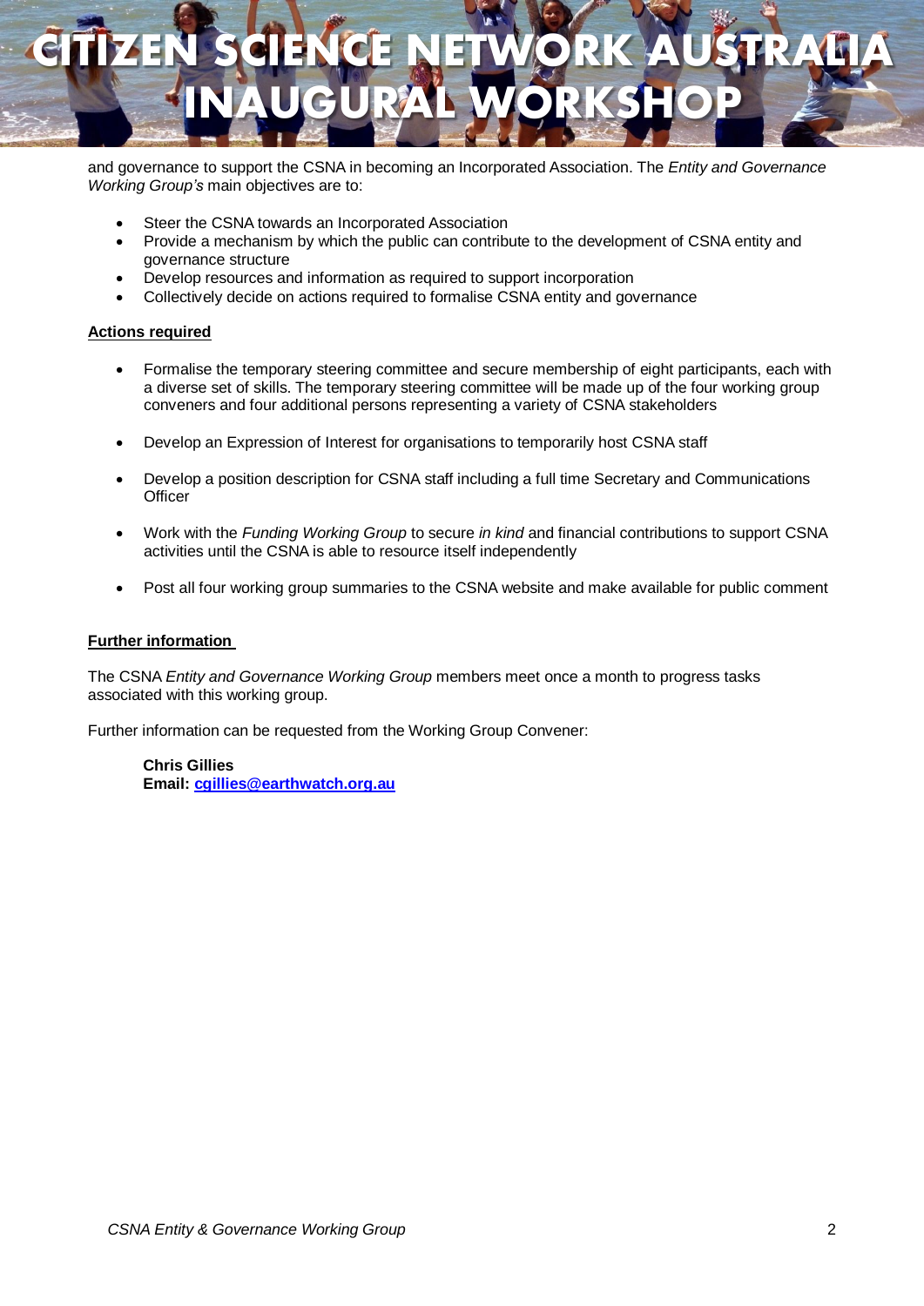and governance to support the CSNA in becoming an Incorporated Association. The *Entity and Governance Working Group's* main objectives are to:

- Steer the CSNA towards an Incorporated Association
- Provide a mechanism by which the public can contribute to the development of CSNA entity and governance structure
- Develop resources and information as required to support incorporation
- Collectively decide on actions required to formalise CSNA entity and governance

**Actions required**

- Formalise the temporary steering committee and secure membership of eight participants, each with a diverse set of skills. The temporary steering committee will be made up of the four working group conveners and four additional persons representing a variety of CSNA stakeholders
- Develop an Expression of Interest for organisations to temporarily host CSNA staff
- Develop a position description for CSNA staff including a full time Secretary and Communications Officer
- Work with the *Funding Working Group* to secure *in kind* and financial contributions to support CSNA activities until the CSNA is able to resource itself independently
- Post all four working group summaries to the CSNA website and make available for public comment

**Further information**

The CSNA *Entity and Governance Working Group* members meet once a month to progress tasks associated with this working group.

Further information can be requested from the Working Group Convener:

**Chris Gillies**
**Email: cgillies@earthwatch.org.au**